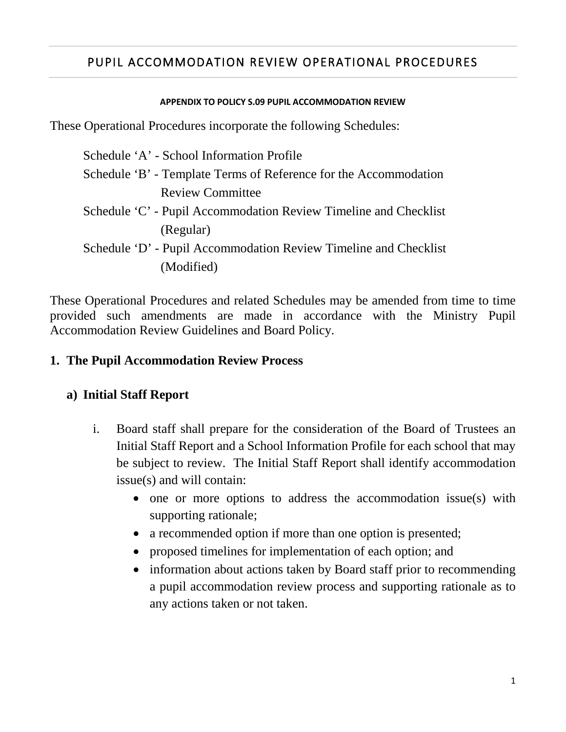# PUPIL ACCOMMODATION REVIEW OPERATIONAL PROCEDURES

**APPENDIX TO POLICY S.09 PUPIL ACCOMMODATION REVIEW**

These Operational Procedures incorporate the following Schedules:

Schedule 'A' - School Information Profile
Schedule 'B' - Template Terms of Reference for the Accommodation Review Committee
Schedule 'C' - Pupil Accommodation Review Timeline and Checklist (Regular)
Schedule 'D' - Pupil Accommodation Review Timeline and Checklist (Modified)

These Operational Procedures and related Schedules may be amended from time to time provided such amendments are made in accordance with the Ministry Pupil Accommodation Review Guidelines and Board Policy.

## 1. The Pupil Accommodation Review Process

### a) Initial Staff Report

i. Board staff shall prepare for the consideration of the Board of Trustees an Initial Staff Report and a School Information Profile for each school that may be subject to review. The Initial Staff Report shall identify accommodation issue(s) and will contain:

- one or more options to address the accommodation issue(s) with supporting rationale;
- a recommended option if more than one option is presented;
- proposed timelines for implementation of each option; and
- information about actions taken by Board staff prior to recommending a pupil accommodation review process and supporting rationale as to any actions taken or not taken.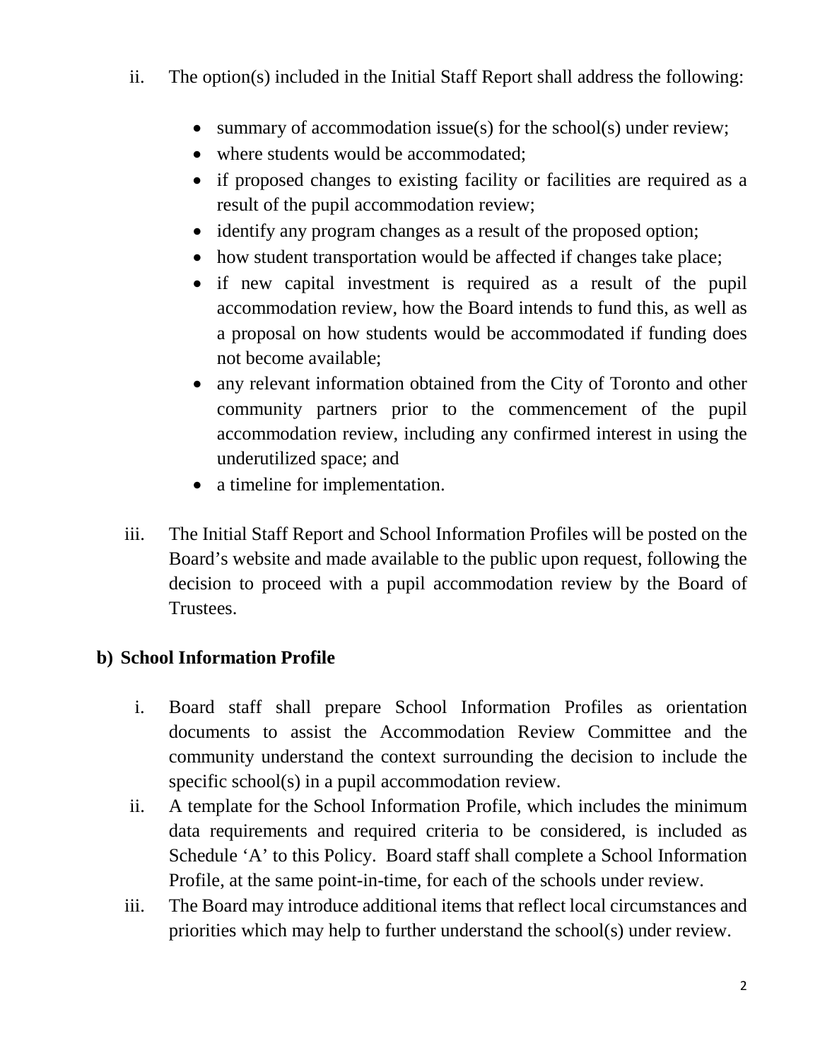ii. The option(s) included in the Initial Staff Report shall address the following:

- summary of accommodation issue(s) for the school(s) under review;
- where students would be accommodated;
- if proposed changes to existing facility or facilities are required as a result of the pupil accommodation review;
- identify any program changes as a result of the proposed option;
- how student transportation would be affected if changes take place;
- if new capital investment is required as a result of the pupil accommodation review, how the Board intends to fund this, as well as a proposal on how students would be accommodated if funding does not become available;
- any relevant information obtained from the City of Toronto and other community partners prior to the commencement of the pupil accommodation review, including any confirmed interest in using the underutilized space; and
- a timeline for implementation.

iii. The Initial Staff Report and School Information Profiles will be posted on the Board's website and made available to the public upon request, following the decision to proceed with a pupil accommodation review by the Board of Trustees.

**b) School Information Profile**

i. Board staff shall prepare School Information Profiles as orientation documents to assist the Accommodation Review Committee and the community understand the context surrounding the decision to include the specific school(s) in a pupil accommodation review.

ii. A template for the School Information Profile, which includes the minimum data requirements and required criteria to be considered, is included as Schedule 'A' to this Policy. Board staff shall complete a School Information Profile, at the same point-in-time, for each of the schools under review.

iii. The Board may introduce additional items that reflect local circumstances and priorities which may help to further understand the school(s) under review.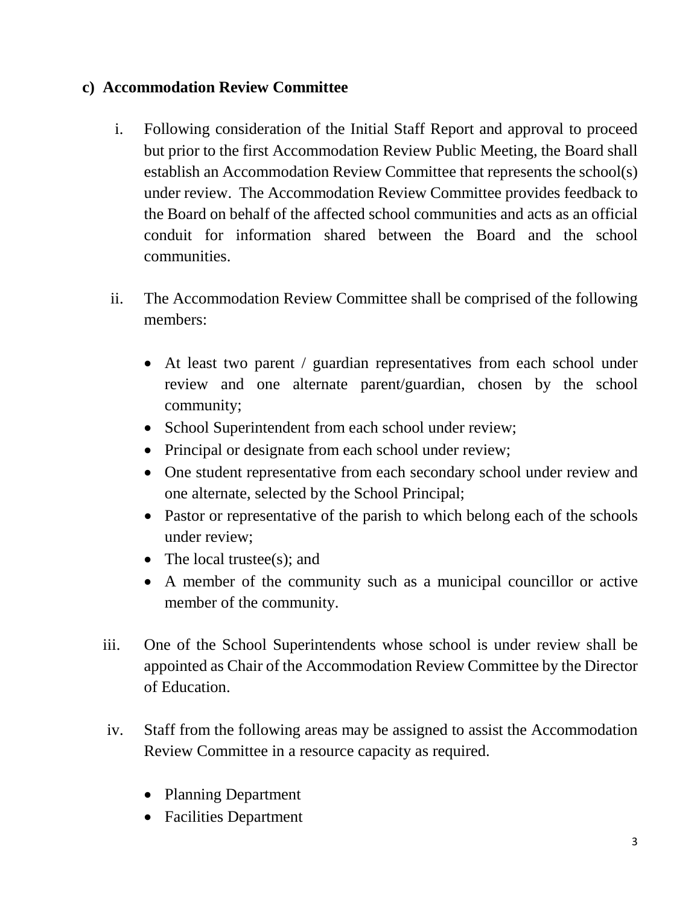### c) Accommodation Review Committee

i. Following consideration of the Initial Staff Report and approval to proceed but prior to the first Accommodation Review Public Meeting, the Board shall establish an Accommodation Review Committee that represents the school(s) under review. The Accommodation Review Committee provides feedback to the Board on behalf of the affected school communities and acts as an official conduit for information shared between the Board and the school communities.

ii. The Accommodation Review Committee shall be comprised of the following members:

- At least two parent / guardian representatives from each school under review and one alternate parent/guardian, chosen by the school community;
- School Superintendent from each school under review;
- Principal or designate from each school under review;
- One student representative from each secondary school under review and one alternate, selected by the School Principal;
- Pastor or representative of the parish to which belong each of the schools under review;
- The local trustee(s); and
- A member of the community such as a municipal councillor or active member of the community.

iii. One of the School Superintendents whose school is under review shall be appointed as Chair of the Accommodation Review Committee by the Director of Education.

iv. Staff from the following areas may be assigned to assist the Accommodation Review Committee in a resource capacity as required.

- Planning Department
- Facilities Department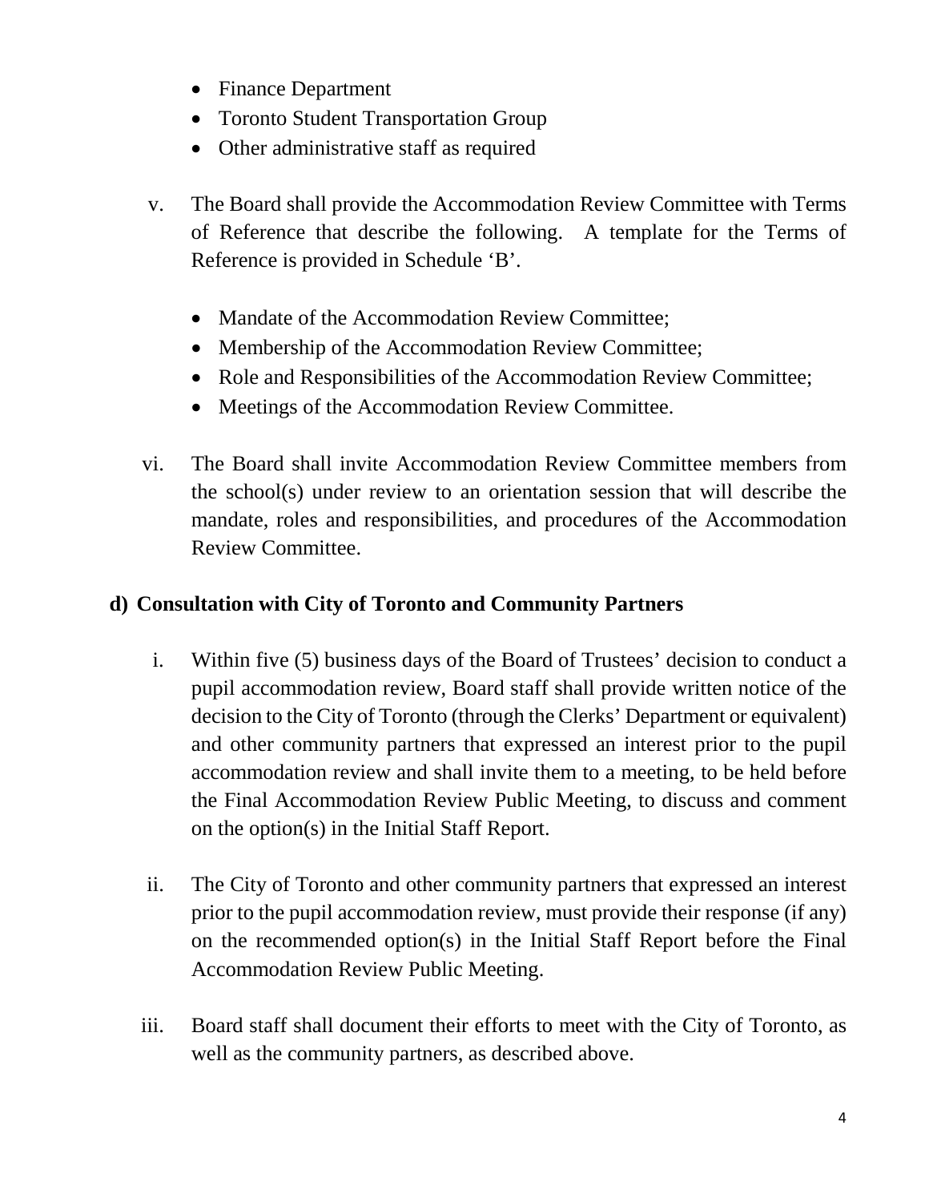- Finance Department
- Toronto Student Transportation Group
- Other administrative staff as required

v. The Board shall provide the Accommodation Review Committee with Terms of Reference that describe the following. A template for the Terms of Reference is provided in Schedule 'B'.

- Mandate of the Accommodation Review Committee;
- Membership of the Accommodation Review Committee;
- Role and Responsibilities of the Accommodation Review Committee;
- Meetings of the Accommodation Review Committee.

vi. The Board shall invite Accommodation Review Committee members from the school(s) under review to an orientation session that will describe the mandate, roles and responsibilities, and procedures of the Accommodation Review Committee.

**d) Consultation with City of Toronto and Community Partners**

i. Within five (5) business days of the Board of Trustees' decision to conduct a pupil accommodation review, Board staff shall provide written notice of the decision to the City of Toronto (through the Clerks' Department or equivalent) and other community partners that expressed an interest prior to the pupil accommodation review and shall invite them to a meeting, to be held before the Final Accommodation Review Public Meeting, to discuss and comment on the option(s) in the Initial Staff Report.

ii. The City of Toronto and other community partners that expressed an interest prior to the pupil accommodation review, must provide their response (if any) on the recommended option(s) in the Initial Staff Report before the Final Accommodation Review Public Meeting.

iii. Board staff shall document their efforts to meet with the City of Toronto, as well as the community partners, as described above.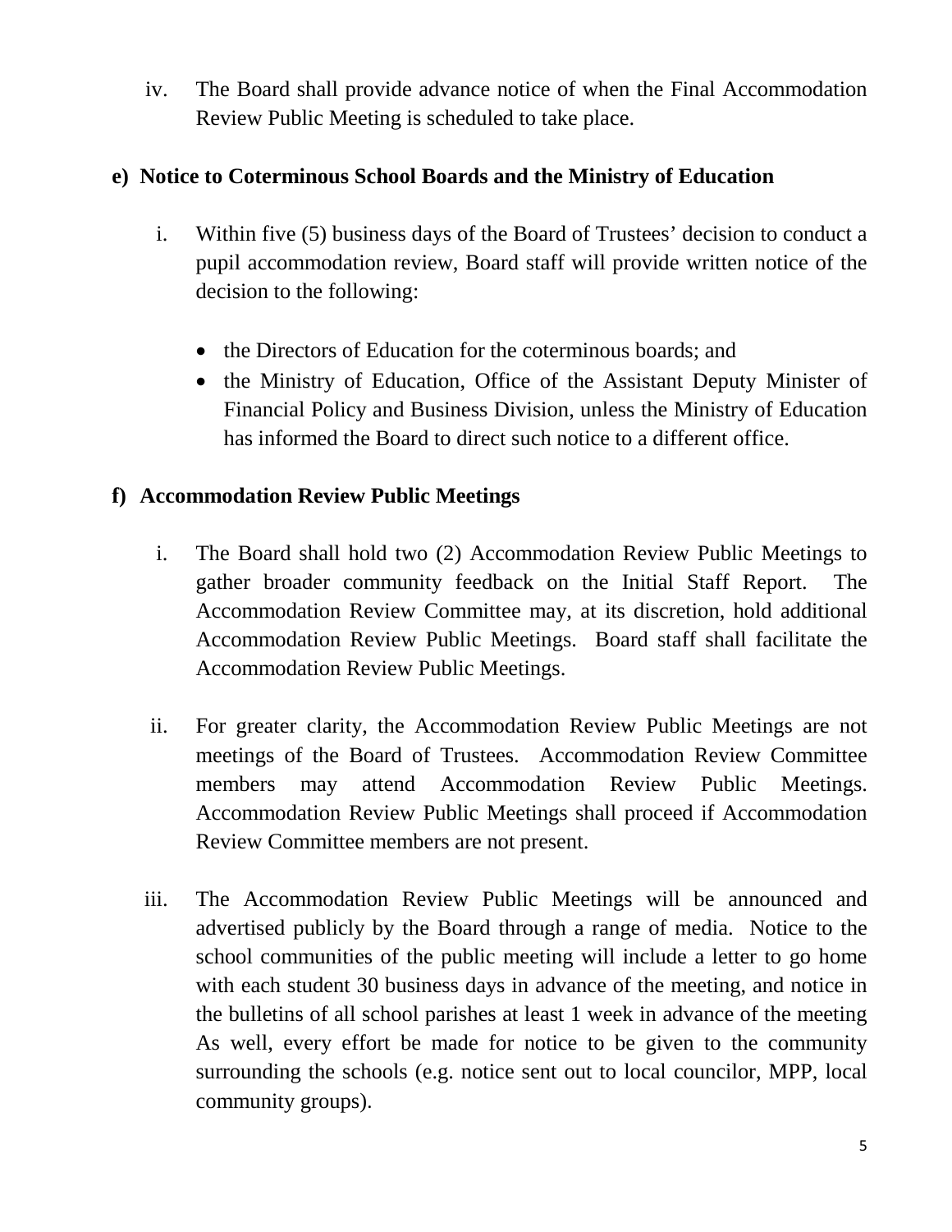iv. The Board shall provide advance notice of when the Final Accommodation Review Public Meeting is scheduled to take place.

**e) Notice to Coterminous School Boards and the Ministry of Education**

i. Within five (5) business days of the Board of Trustees' decision to conduct a pupil accommodation review, Board staff will provide written notice of the decision to the following:

- the Directors of Education for the coterminous boards; and
- the Ministry of Education, Office of the Assistant Deputy Minister of Financial Policy and Business Division, unless the Ministry of Education has informed the Board to direct such notice to a different office.

**f) Accommodation Review Public Meetings**

i. The Board shall hold two (2) Accommodation Review Public Meetings to gather broader community feedback on the Initial Staff Report. The Accommodation Review Committee may, at its discretion, hold additional Accommodation Review Public Meetings. Board staff shall facilitate the Accommodation Review Public Meetings.

ii. For greater clarity, the Accommodation Review Public Meetings are not meetings of the Board of Trustees. Accommodation Review Committee members may attend Accommodation Review Public Meetings. Accommodation Review Public Meetings shall proceed if Accommodation Review Committee members are not present.

iii. The Accommodation Review Public Meetings will be announced and advertised publicly by the Board through a range of media. Notice to the school communities of the public meeting will include a letter to go home with each student 30 business days in advance of the meeting, and notice in the bulletins of all school parishes at least 1 week in advance of the meeting As well, every effort be made for notice to be given to the community surrounding the schools (e.g. notice sent out to local councilor, MPP, local community groups).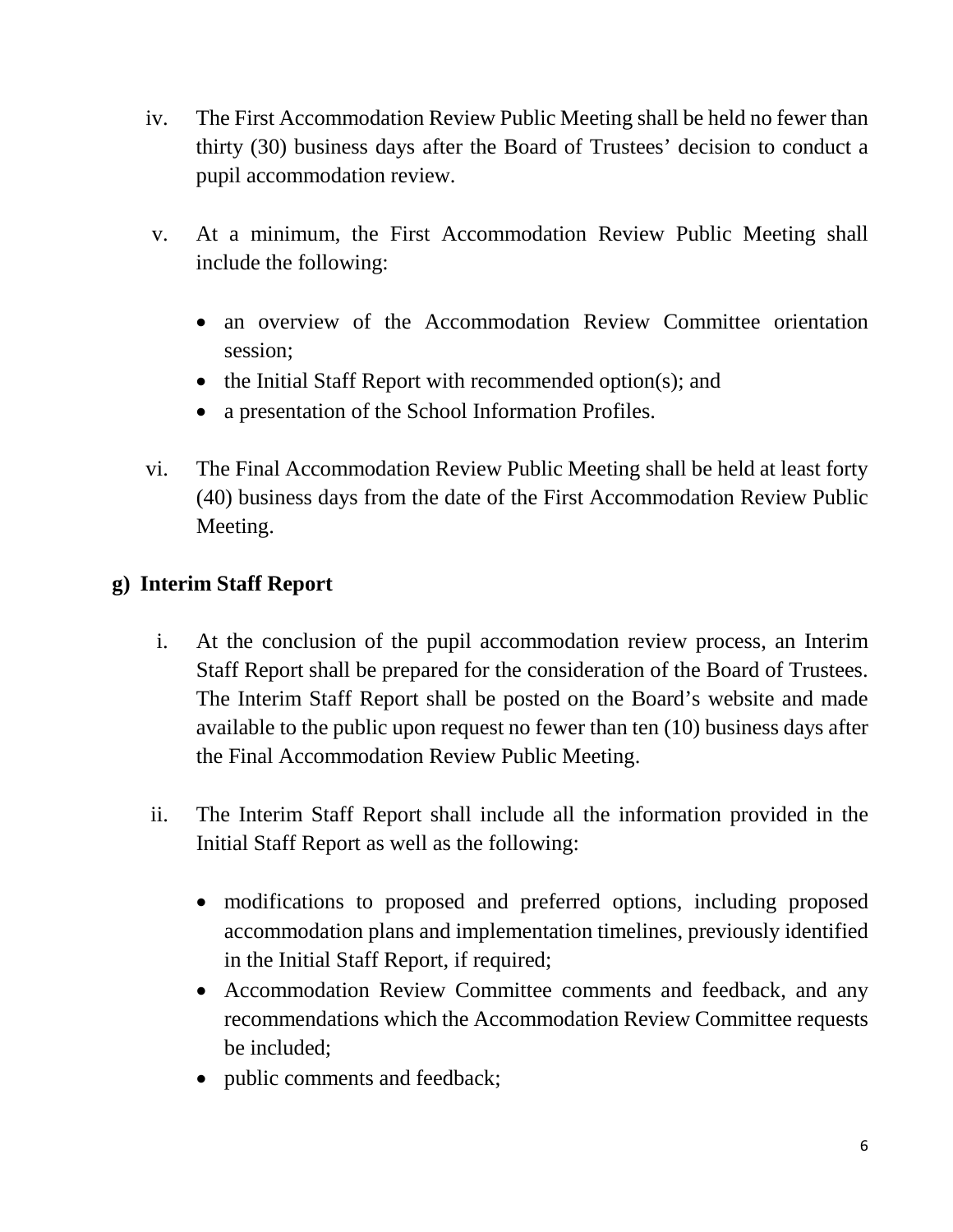iv. The First Accommodation Review Public Meeting shall be held no fewer than thirty (30) business days after the Board of Trustees' decision to conduct a pupil accommodation review.

v. At a minimum, the First Accommodation Review Public Meeting shall include the following:

- an overview of the Accommodation Review Committee orientation session;
- the Initial Staff Report with recommended option(s); and
- a presentation of the School Information Profiles.

vi. The Final Accommodation Review Public Meeting shall be held at least forty (40) business days from the date of the First Accommodation Review Public Meeting.

## g) Interim Staff Report

i. At the conclusion of the pupil accommodation review process, an Interim Staff Report shall be prepared for the consideration of the Board of Trustees. The Interim Staff Report shall be posted on the Board's website and made available to the public upon request no fewer than ten (10) business days after the Final Accommodation Review Public Meeting.

ii. The Interim Staff Report shall include all the information provided in the Initial Staff Report as well as the following:

- modifications to proposed and preferred options, including proposed accommodation plans and implementation timelines, previously identified in the Initial Staff Report, if required;
- Accommodation Review Committee comments and feedback, and any recommendations which the Accommodation Review Committee requests be included;
- public comments and feedback;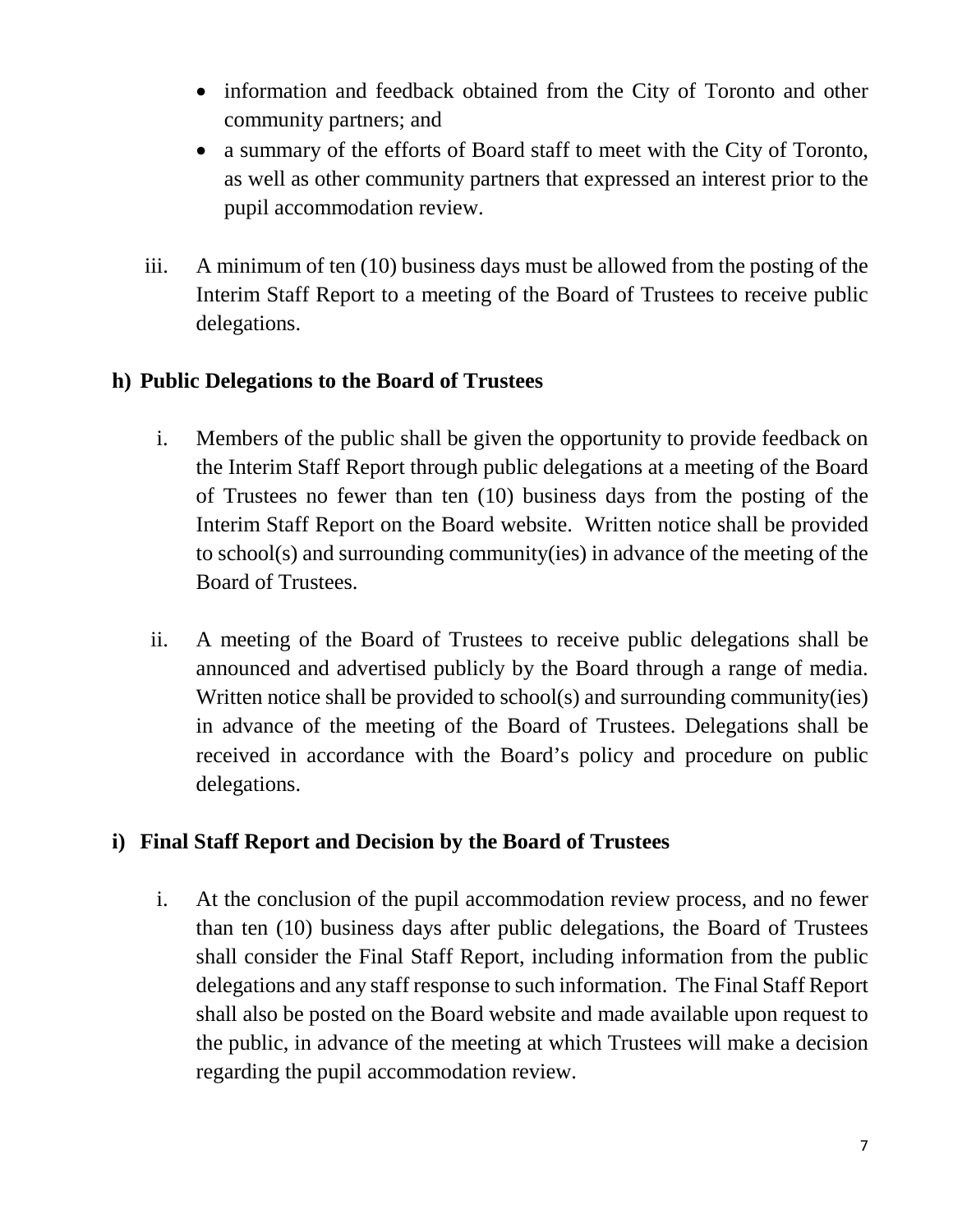- information and feedback obtained from the City of Toronto and other community partners; and
- a summary of the efforts of Board staff to meet with the City of Toronto, as well as other community partners that expressed an interest prior to the pupil accommodation review.

iii. A minimum of ten (10) business days must be allowed from the posting of the Interim Staff Report to a meeting of the Board of Trustees to receive public delegations.

### h) Public Delegations to the Board of Trustees

i. Members of the public shall be given the opportunity to provide feedback on the Interim Staff Report through public delegations at a meeting of the Board of Trustees no fewer than ten (10) business days from the posting of the Interim Staff Report on the Board website. Written notice shall be provided to school(s) and surrounding community(ies) in advance of the meeting of the Board of Trustees.

ii. A meeting of the Board of Trustees to receive public delegations shall be announced and advertised publicly by the Board through a range of media. Written notice shall be provided to school(s) and surrounding community(ies) in advance of the meeting of the Board of Trustees. Delegations shall be received in accordance with the Board's policy and procedure on public delegations.

### i) Final Staff Report and Decision by the Board of Trustees

i. At the conclusion of the pupil accommodation review process, and no fewer than ten (10) business days after public delegations, the Board of Trustees shall consider the Final Staff Report, including information from the public delegations and any staff response to such information. The Final Staff Report shall also be posted on the Board website and made available upon request to the public, in advance of the meeting at which Trustees will make a decision regarding the pupil accommodation review.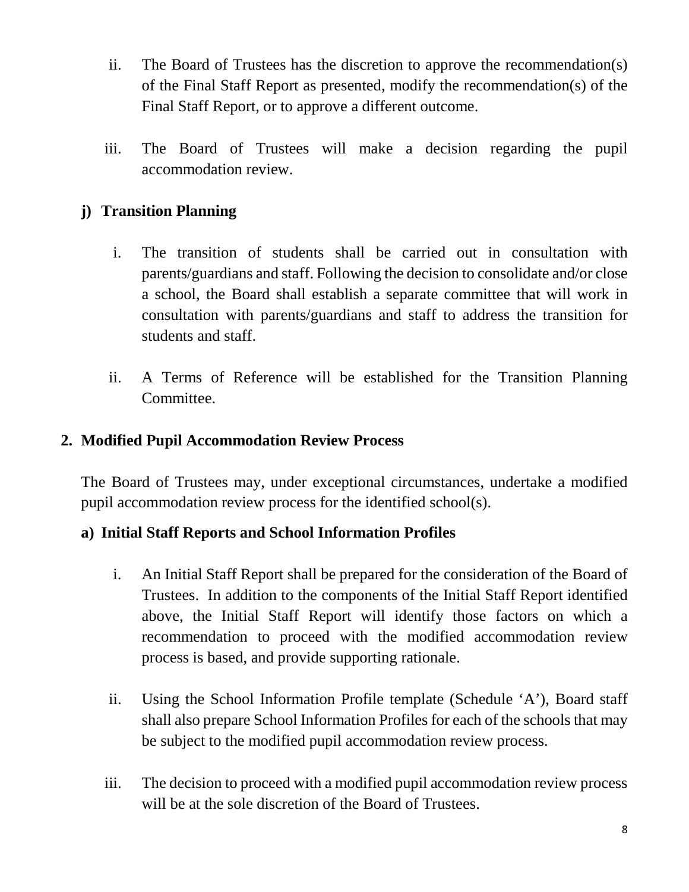ii. The Board of Trustees has the discretion to approve the recommendation(s) of the Final Staff Report as presented, modify the recommendation(s) of the Final Staff Report, or to approve a different outcome.

iii. The Board of Trustees will make a decision regarding the pupil accommodation review.

### j) Transition Planning

i. The transition of students shall be carried out in consultation with parents/guardians and staff. Following the decision to consolidate and/or close a school, the Board shall establish a separate committee that will work in consultation with parents/guardians and staff to address the transition for students and staff.

ii. A Terms of Reference will be established for the Transition Planning Committee.

## 2. Modified Pupil Accommodation Review Process

The Board of Trustees may, under exceptional circumstances, undertake a modified pupil accommodation review process for the identified school(s).

### a) Initial Staff Reports and School Information Profiles

i. An Initial Staff Report shall be prepared for the consideration of the Board of Trustees. In addition to the components of the Initial Staff Report identified above, the Initial Staff Report will identify those factors on which a recommendation to proceed with the modified accommodation review process is based, and provide supporting rationale.

ii. Using the School Information Profile template (Schedule 'A'), Board staff shall also prepare School Information Profiles for each of the schools that may be subject to the modified pupil accommodation review process.

iii. The decision to proceed with a modified pupil accommodation review process will be at the sole discretion of the Board of Trustees.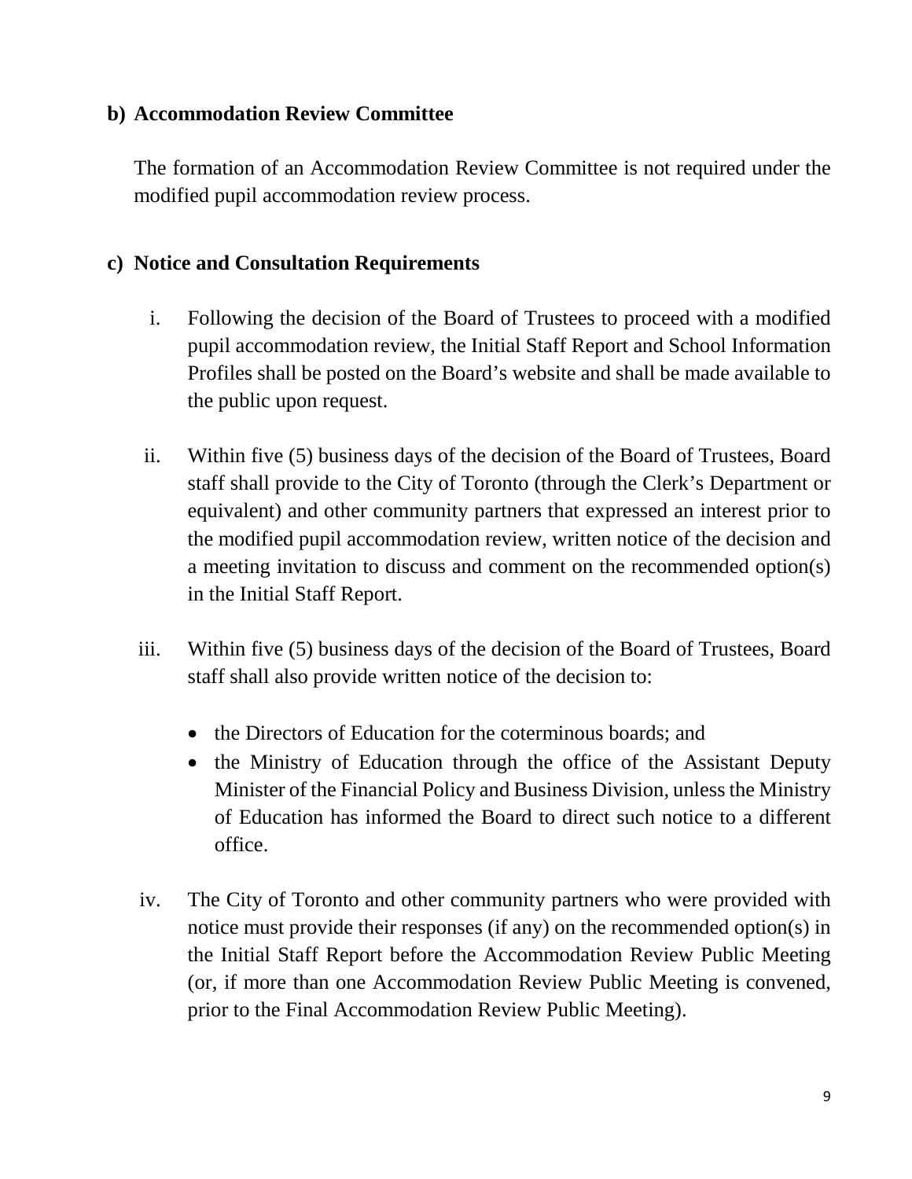**b) Accommodation Review Committee**

The formation of an Accommodation Review Committee is not required under the modified pupil accommodation review process.

**c) Notice and Consultation Requirements**

i. Following the decision of the Board of Trustees to proceed with a modified pupil accommodation review, the Initial Staff Report and School Information Profiles shall be posted on the Board's website and shall be made available to the public upon request.

ii. Within five (5) business days of the decision of the Board of Trustees, Board staff shall provide to the City of Toronto (through the Clerk's Department or equivalent) and other community partners that expressed an interest prior to the modified pupil accommodation review, written notice of the decision and a meeting invitation to discuss and comment on the recommended option(s) in the Initial Staff Report.

iii. Within five (5) business days of the decision of the Board of Trustees, Board staff shall also provide written notice of the decision to:

- the Directors of Education for the coterminous boards; and
- the Ministry of Education through the office of the Assistant Deputy Minister of the Financial Policy and Business Division, unless the Ministry of Education has informed the Board to direct such notice to a different office.

iv. The City of Toronto and other community partners who were provided with notice must provide their responses (if any) on the recommended option(s) in the Initial Staff Report before the Accommodation Review Public Meeting (or, if more than one Accommodation Review Public Meeting is convened, prior to the Final Accommodation Review Public Meeting).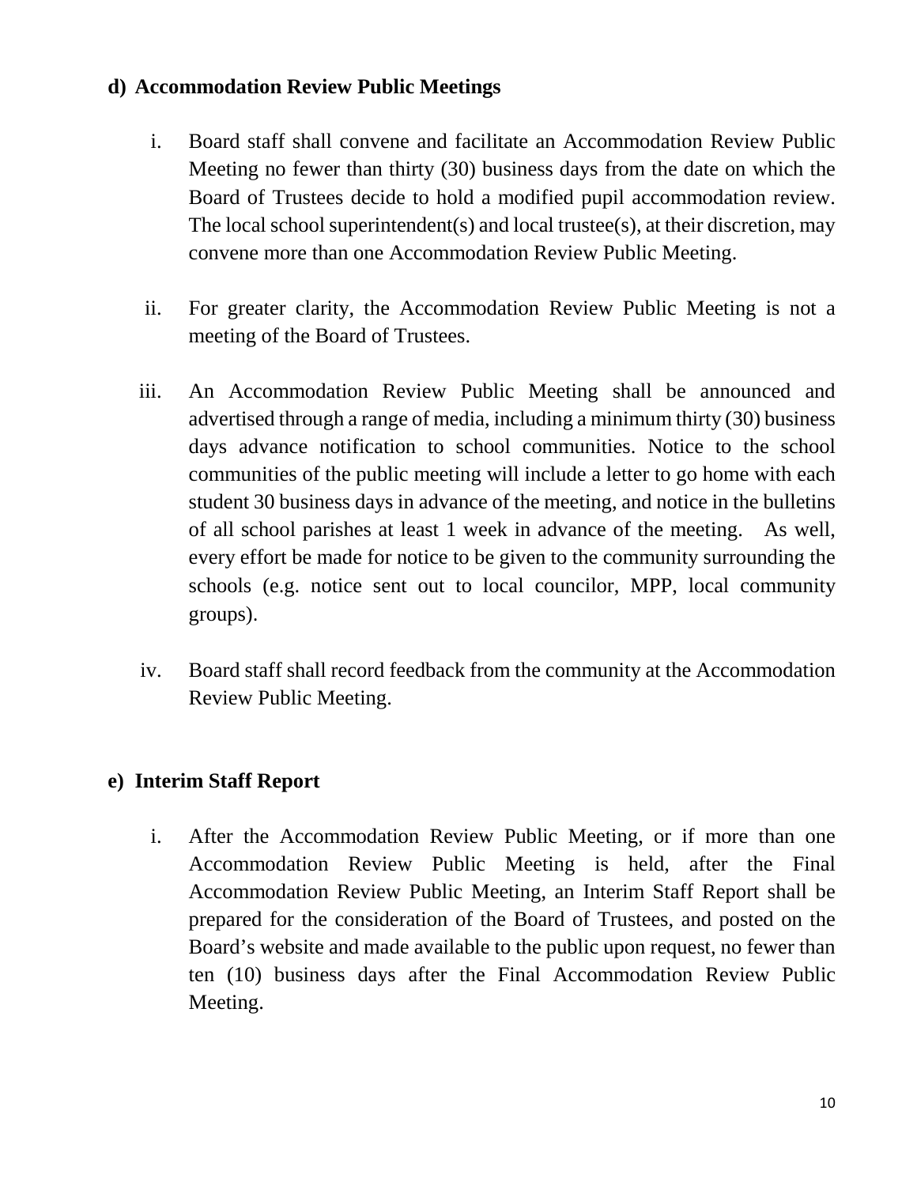**d) Accommodation Review Public Meetings**

i. Board staff shall convene and facilitate an Accommodation Review Public Meeting no fewer than thirty (30) business days from the date on which the Board of Trustees decide to hold a modified pupil accommodation review. The local school superintendent(s) and local trustee(s), at their discretion, may convene more than one Accommodation Review Public Meeting.

ii. For greater clarity, the Accommodation Review Public Meeting is not a meeting of the Board of Trustees.

iii. An Accommodation Review Public Meeting shall be announced and advertised through a range of media, including a minimum thirty (30) business days advance notification to school communities. Notice to the school communities of the public meeting will include a letter to go home with each student 30 business days in advance of the meeting, and notice in the bulletins of all school parishes at least 1 week in advance of the meeting. As well, every effort be made for notice to be given to the community surrounding the schools (e.g. notice sent out to local councilor, MPP, local community groups).

iv. Board staff shall record feedback from the community at the Accommodation Review Public Meeting.

**e) Interim Staff Report**

i. After the Accommodation Review Public Meeting, or if more than one Accommodation Review Public Meeting is held, after the Final Accommodation Review Public Meeting, an Interim Staff Report shall be prepared for the consideration of the Board of Trustees, and posted on the Board's website and made available to the public upon request, no fewer than ten (10) business days after the Final Accommodation Review Public Meeting.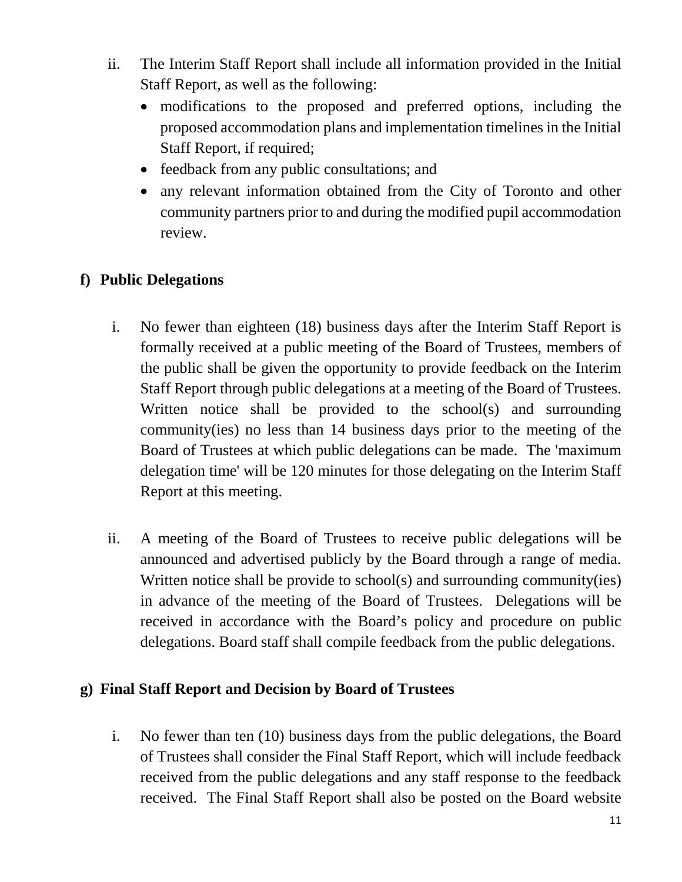ii. The Interim Staff Report shall include all information provided in the Initial Staff Report, as well as the following:
   - modifications to the proposed and preferred options, including the proposed accommodation plans and implementation timelines in the Initial Staff Report, if required;
   - feedback from any public consultations; and
   - any relevant information obtained from the City of Toronto and other community partners prior to and during the modified pupil accommodation review.

## f) Public Delegations

i. No fewer than eighteen (18) business days after the Interim Staff Report is formally received at a public meeting of the Board of Trustees, members of the public shall be given the opportunity to provide feedback on the Interim Staff Report through public delegations at a meeting of the Board of Trustees. Written notice shall be provided to the school(s) and surrounding community(ies) no less than 14 business days prior to the meeting of the Board of Trustees at which public delegations can be made. The 'maximum delegation time' will be 120 minutes for those delegating on the Interim Staff Report at this meeting.

ii. A meeting of the Board of Trustees to receive public delegations will be announced and advertised publicly by the Board through a range of media. Written notice shall be provide to school(s) and surrounding community(ies) in advance of the meeting of the Board of Trustees. Delegations will be received in accordance with the Board's policy and procedure on public delegations. Board staff shall compile feedback from the public delegations.

## g) Final Staff Report and Decision by Board of Trustees

i. No fewer than ten (10) business days from the public delegations, the Board of Trustees shall consider the Final Staff Report, which will include feedback received from the public delegations and any staff response to the feedback received. The Final Staff Report shall also be posted on the Board website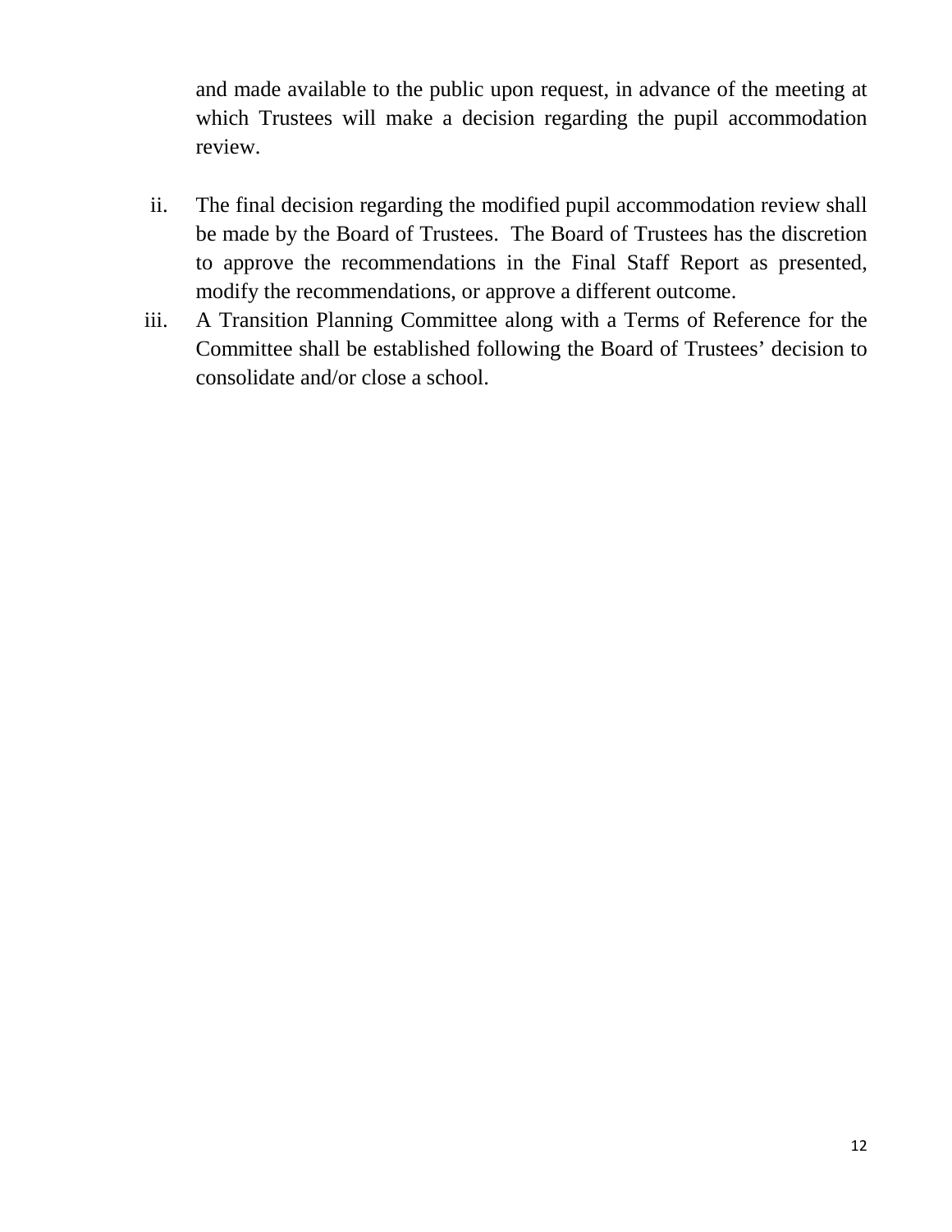and made available to the public upon request, in advance of the meeting at which Trustees will make a decision regarding the pupil accommodation review.

ii. The final decision regarding the modified pupil accommodation review shall be made by the Board of Trustees. The Board of Trustees has the discretion to approve the recommendations in the Final Staff Report as presented, modify the recommendations, or approve a different outcome.

iii. A Transition Planning Committee along with a Terms of Reference for the Committee shall be established following the Board of Trustees' decision to consolidate and/or close a school.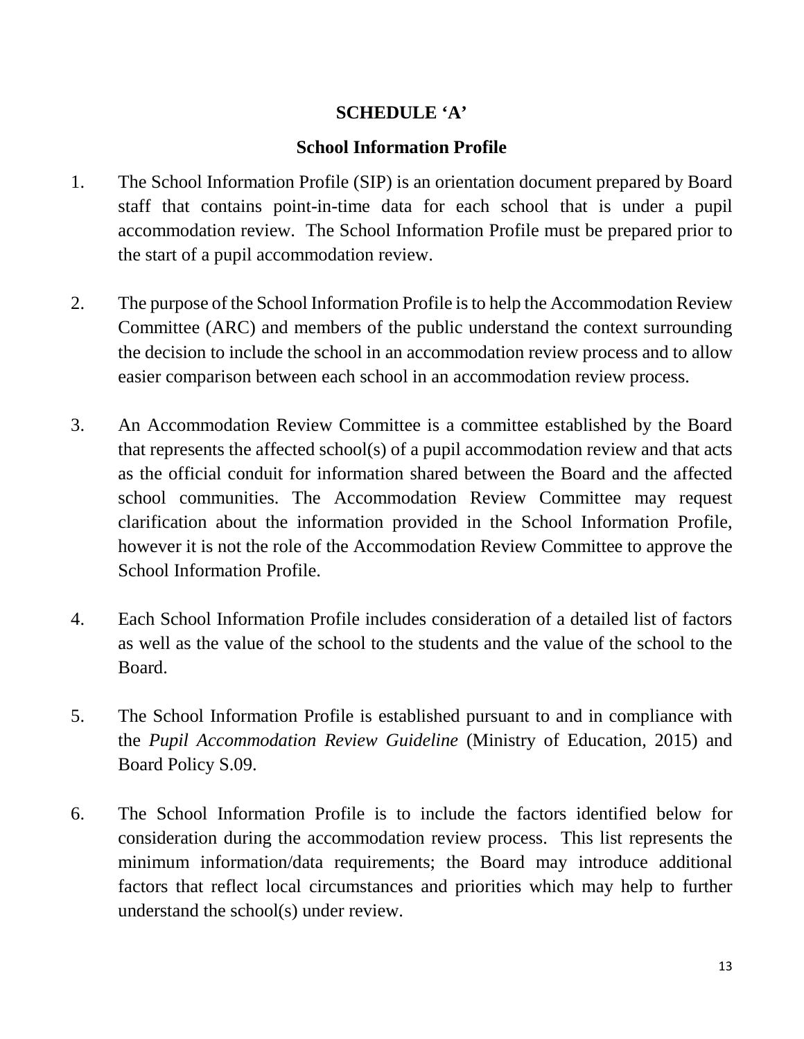## SCHEDULE 'A'

### School Information Profile

1. The School Information Profile (SIP) is an orientation document prepared by Board staff that contains point-in-time data for each school that is under a pupil accommodation review. The School Information Profile must be prepared prior to the start of a pupil accommodation review.

2. The purpose of the School Information Profile is to help the Accommodation Review Committee (ARC) and members of the public understand the context surrounding the decision to include the school in an accommodation review process and to allow easier comparison between each school in an accommodation review process.

3. An Accommodation Review Committee is a committee established by the Board that represents the affected school(s) of a pupil accommodation review and that acts as the official conduit for information shared between the Board and the affected school communities. The Accommodation Review Committee may request clarification about the information provided in the School Information Profile, however it is not the role of the Accommodation Review Committee to approve the School Information Profile.

4. Each School Information Profile includes consideration of a detailed list of factors as well as the value of the school to the students and the value of the school to the Board.

5. The School Information Profile is established pursuant to and in compliance with the *Pupil Accommodation Review Guideline* (Ministry of Education, 2015) and Board Policy S.09.

6. The School Information Profile is to include the factors identified below for consideration during the accommodation review process. This list represents the minimum information/data requirements; the Board may introduce additional factors that reflect local circumstances and priorities which may help to further understand the school(s) under review.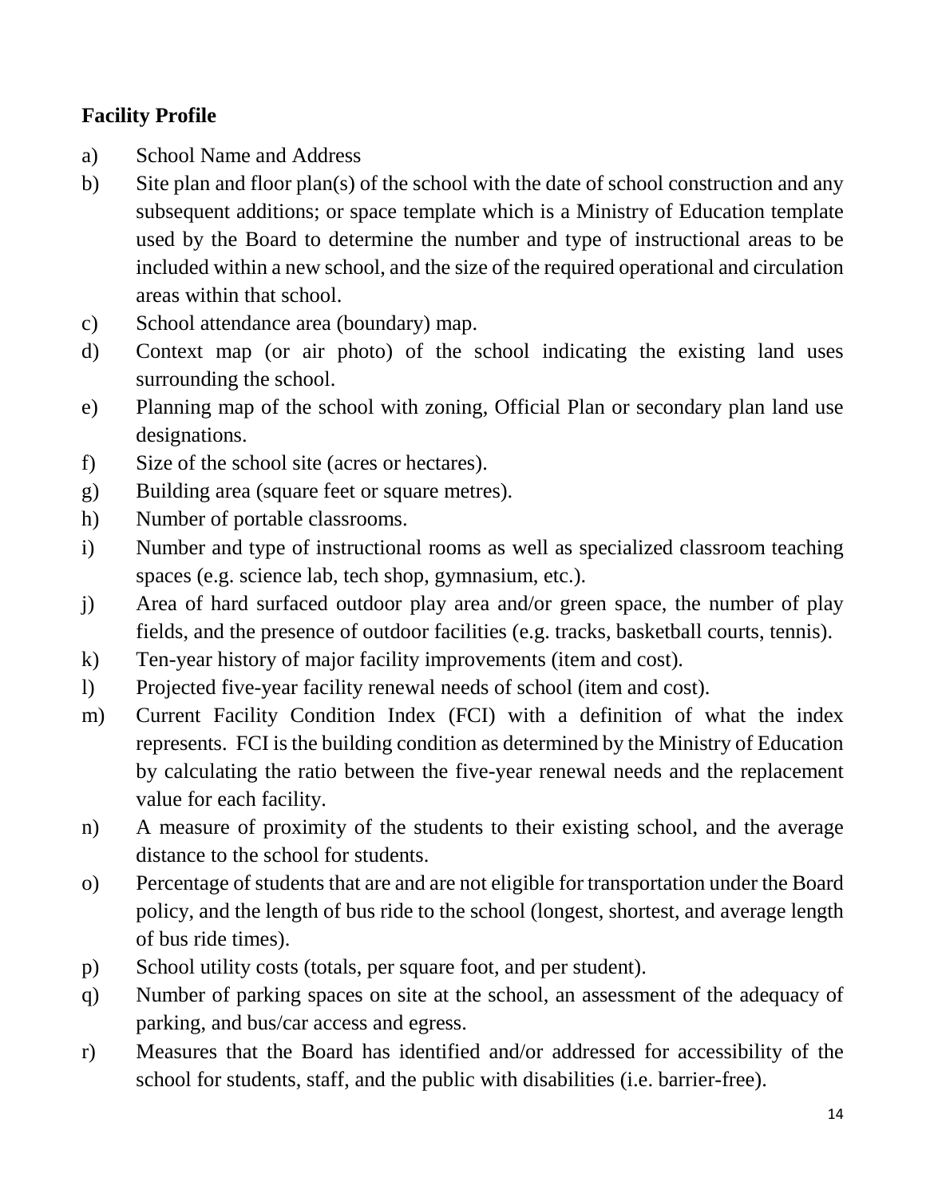**Facility Profile**

a) School Name and Address

b) Site plan and floor plan(s) of the school with the date of school construction and any subsequent additions; or space template which is a Ministry of Education template used by the Board to determine the number and type of instructional areas to be included within a new school, and the size of the required operational and circulation areas within that school.

c) School attendance area (boundary) map.

d) Context map (or air photo) of the school indicating the existing land uses surrounding the school.

e) Planning map of the school with zoning, Official Plan or secondary plan land use designations.

f) Size of the school site (acres or hectares).

g) Building area (square feet or square metres).

h) Number of portable classrooms.

i) Number and type of instructional rooms as well as specialized classroom teaching spaces (e.g. science lab, tech shop, gymnasium, etc.).

j) Area of hard surfaced outdoor play area and/or green space, the number of play fields, and the presence of outdoor facilities (e.g. tracks, basketball courts, tennis).

k) Ten-year history of major facility improvements (item and cost).

l) Projected five-year facility renewal needs of school (item and cost).

m) Current Facility Condition Index (FCI) with a definition of what the index represents. FCI is the building condition as determined by the Ministry of Education by calculating the ratio between the five-year renewal needs and the replacement value for each facility.

n) A measure of proximity of the students to their existing school, and the average distance to the school for students.

o) Percentage of students that are and are not eligible for transportation under the Board policy, and the length of bus ride to the school (longest, shortest, and average length of bus ride times).

p) School utility costs (totals, per square foot, and per student).

q) Number of parking spaces on site at the school, an assessment of the adequacy of parking, and bus/car access and egress.

r) Measures that the Board has identified and/or addressed for accessibility of the school for students, staff, and the public with disabilities (i.e. barrier-free).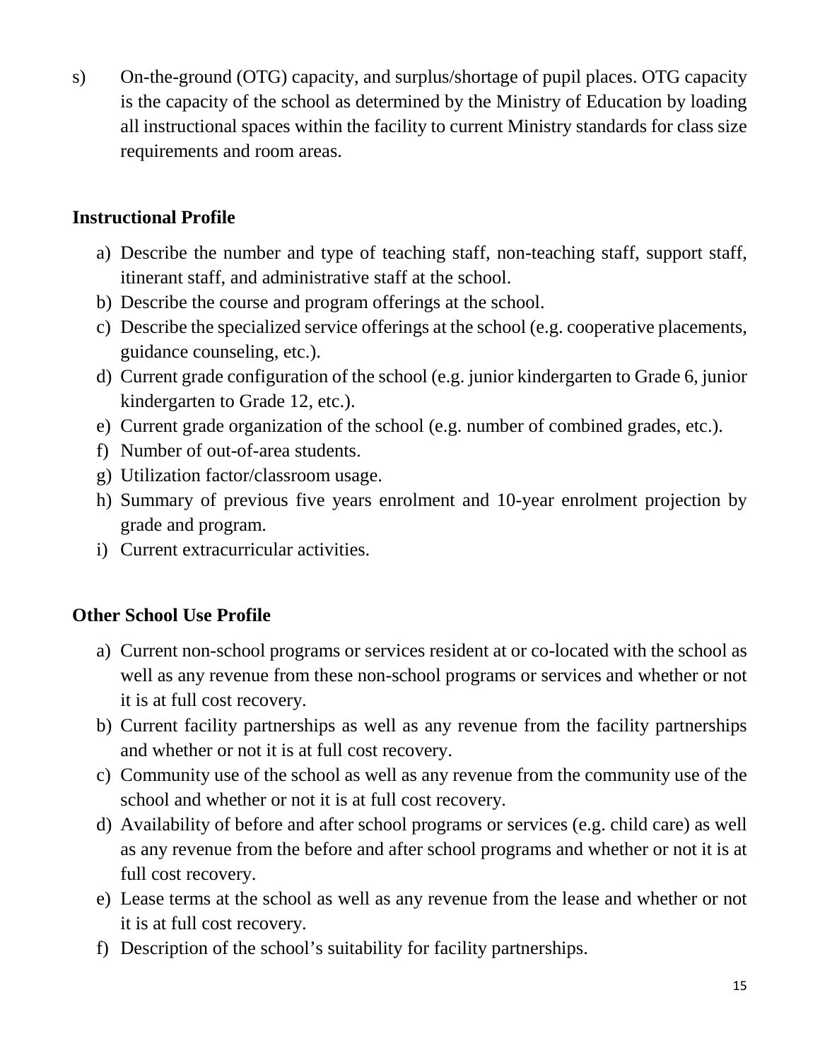s) On-the-ground (OTG) capacity, and surplus/shortage of pupil places. OTG capacity is the capacity of the school as determined by the Ministry of Education by loading all instructional spaces within the facility to current Ministry standards for class size requirements and room areas.

**Instructional Profile**

a) Describe the number and type of teaching staff, non-teaching staff, support staff, itinerant staff, and administrative staff at the school.
b) Describe the course and program offerings at the school.
c) Describe the specialized service offerings at the school (e.g. cooperative placements, guidance counseling, etc.).
d) Current grade configuration of the school (e.g. junior kindergarten to Grade 6, junior kindergarten to Grade 12, etc.).
e) Current grade organization of the school (e.g. number of combined grades, etc.).
f) Number of out-of-area students.
g) Utilization factor/classroom usage.
h) Summary of previous five years enrolment and 10-year enrolment projection by grade and program.
i) Current extracurricular activities.

**Other School Use Profile**

a) Current non-school programs or services resident at or co-located with the school as well as any revenue from these non-school programs or services and whether or not it is at full cost recovery.
b) Current facility partnerships as well as any revenue from the facility partnerships and whether or not it is at full cost recovery.
c) Community use of the school as well as any revenue from the community use of the school and whether or not it is at full cost recovery.
d) Availability of before and after school programs or services (e.g. child care) as well as any revenue from the before and after school programs and whether or not it is at full cost recovery.
e) Lease terms at the school as well as any revenue from the lease and whether or not it is at full cost recovery.
f) Description of the school's suitability for facility partnerships.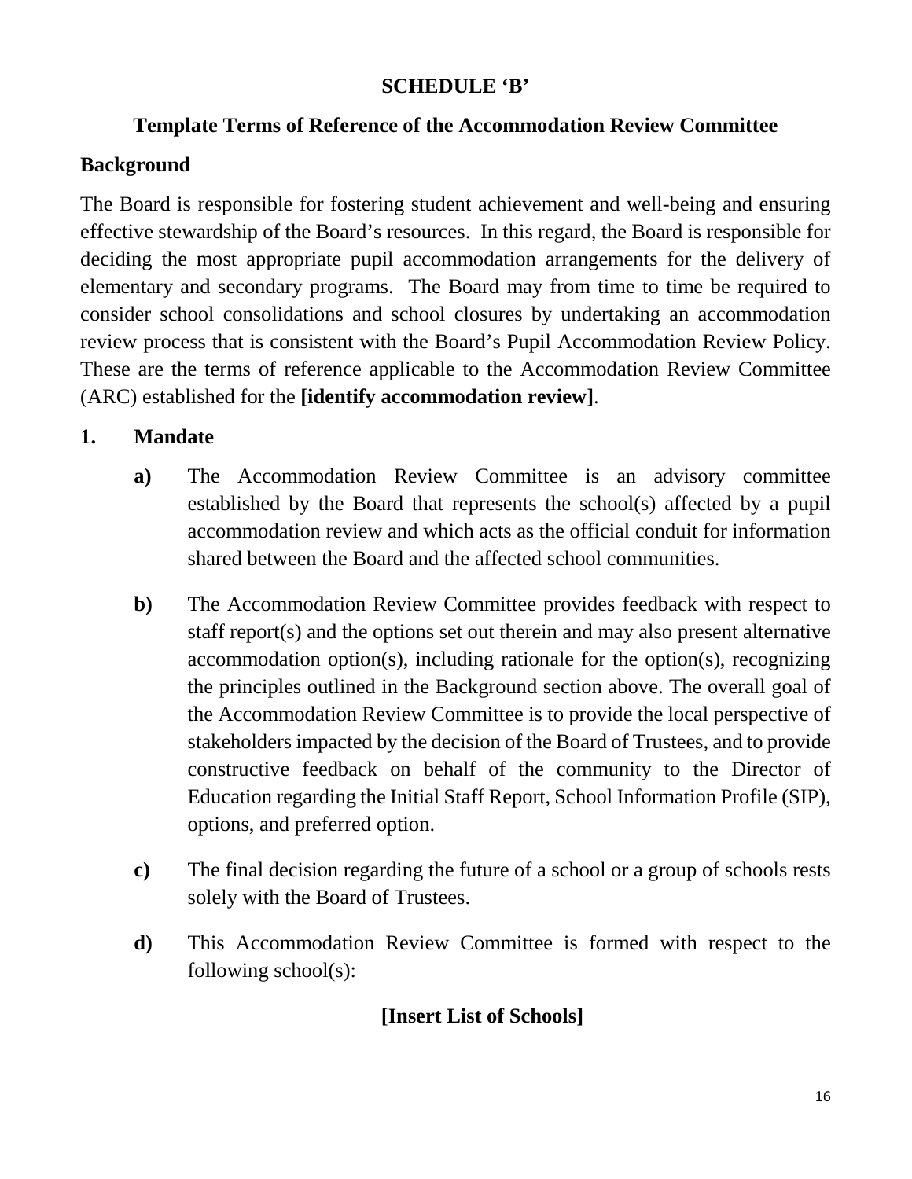**SCHEDULE 'B'**

## Template Terms of Reference of the Accommodation Review Committee

### Background

The Board is responsible for fostering student achievement and well-being and ensuring effective stewardship of the Board's resources. In this regard, the Board is responsible for deciding the most appropriate pupil accommodation arrangements for the delivery of elementary and secondary programs. The Board may from time to time be required to consider school consolidations and school closures by undertaking an accommodation review process that is consistent with the Board's Pupil Accommodation Review Policy. These are the terms of reference applicable to the Accommodation Review Committee (ARC) established for the **[identify accommodation review]**.

### 1. Mandate

**a)** The Accommodation Review Committee is an advisory committee established by the Board that represents the school(s) affected by a pupil accommodation review and which acts as the official conduit for information shared between the Board and the affected school communities.

**b)** The Accommodation Review Committee provides feedback with respect to staff report(s) and the options set out therein and may also present alternative accommodation option(s), including rationale for the option(s), recognizing the principles outlined in the Background section above. The overall goal of the Accommodation Review Committee is to provide the local perspective of stakeholders impacted by the decision of the Board of Trustees, and to provide constructive feedback on behalf of the community to the Director of Education regarding the Initial Staff Report, School Information Profile (SIP), options, and preferred option.

**c)** The final decision regarding the future of a school or a group of schools rests solely with the Board of Trustees.

**d)** This Accommodation Review Committee is formed with respect to the following school(s):

**[Insert List of Schools]**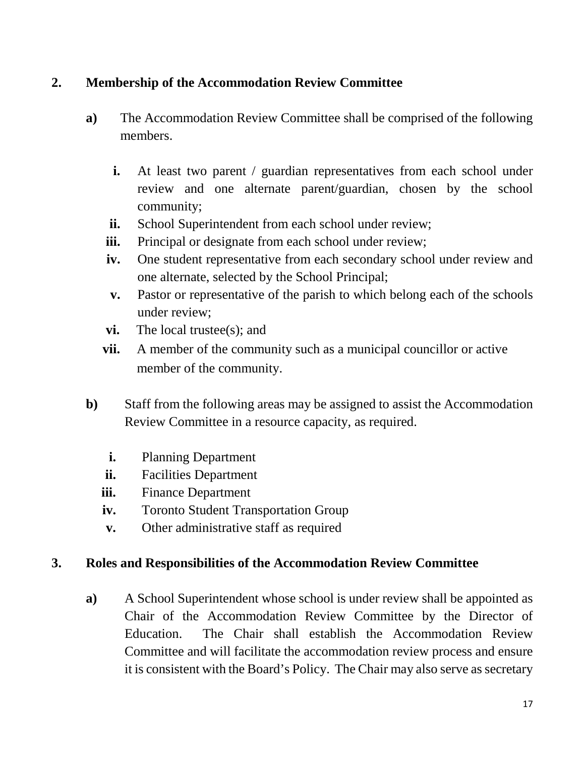## 2. Membership of the Accommodation Review Committee

**a)** The Accommodation Review Committee shall be comprised of the following members.

- **i.** At least two parent / guardian representatives from each school under review and one alternate parent/guardian, chosen by the school community;
- **ii.** School Superintendent from each school under review;
- **iii.** Principal or designate from each school under review;
- **iv.** One student representative from each secondary school under review and one alternate, selected by the School Principal;
- **v.** Pastor or representative of the parish to which belong each of the schools under review;
- **vi.** The local trustee(s); and
- **vii.** A member of the community such as a municipal councillor or active member of the community.

**b)** Staff from the following areas may be assigned to assist the Accommodation Review Committee in a resource capacity, as required.

- **i.** Planning Department
- **ii.** Facilities Department
- **iii.** Finance Department
- **iv.** Toronto Student Transportation Group
- **v.** Other administrative staff as required

## 3. Roles and Responsibilities of the Accommodation Review Committee

**a)** A School Superintendent whose school is under review shall be appointed as Chair of the Accommodation Review Committee by the Director of Education. The Chair shall establish the Accommodation Review Committee and will facilitate the accommodation review process and ensure it is consistent with the Board's Policy. The Chair may also serve as secretary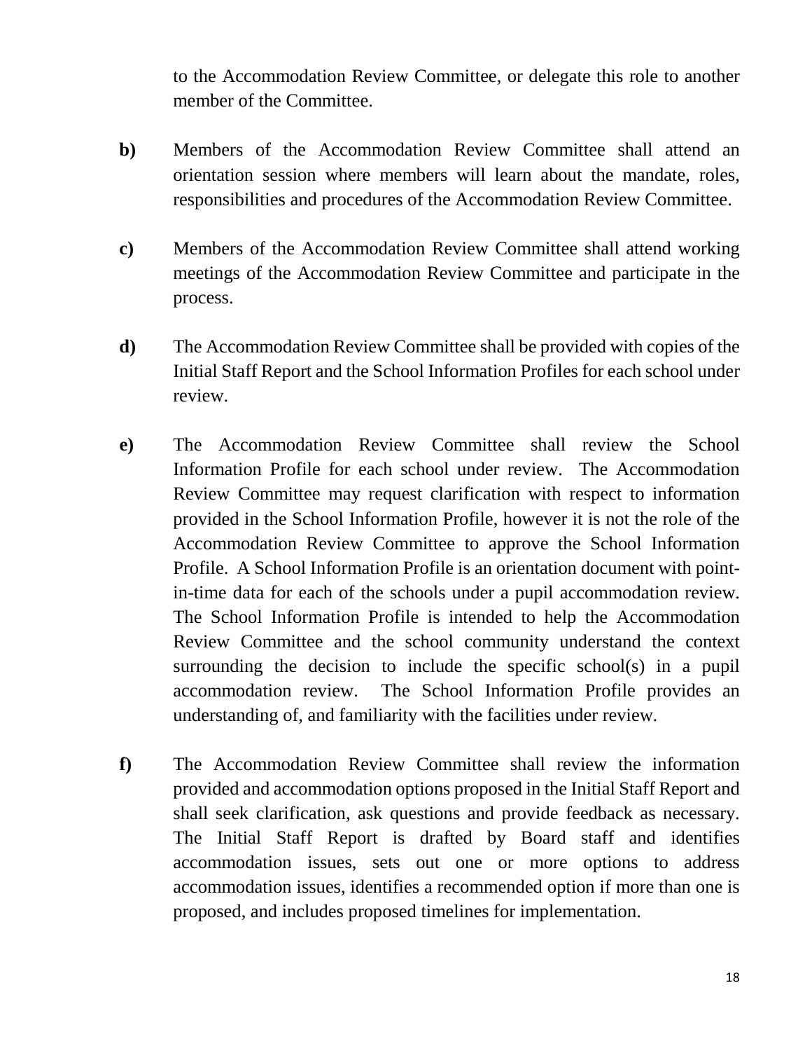to the Accommodation Review Committee, or delegate this role to another member of the Committee.

**b)** Members of the Accommodation Review Committee shall attend an orientation session where members will learn about the mandate, roles, responsibilities and procedures of the Accommodation Review Committee.

**c)** Members of the Accommodation Review Committee shall attend working meetings of the Accommodation Review Committee and participate in the process.

**d)** The Accommodation Review Committee shall be provided with copies of the Initial Staff Report and the School Information Profiles for each school under review.

**e)** The Accommodation Review Committee shall review the School Information Profile for each school under review. The Accommodation Review Committee may request clarification with respect to information provided in the School Information Profile, however it is not the role of the Accommodation Review Committee to approve the School Information Profile. A School Information Profile is an orientation document with point-in-time data for each of the schools under a pupil accommodation review. The School Information Profile is intended to help the Accommodation Review Committee and the school community understand the context surrounding the decision to include the specific school(s) in a pupil accommodation review. The School Information Profile provides an understanding of, and familiarity with the facilities under review.

**f)** The Accommodation Review Committee shall review the information provided and accommodation options proposed in the Initial Staff Report and shall seek clarification, ask questions and provide feedback as necessary. The Initial Staff Report is drafted by Board staff and identifies accommodation issues, sets out one or more options to address accommodation issues, identifies a recommended option if more than one is proposed, and includes proposed timelines for implementation.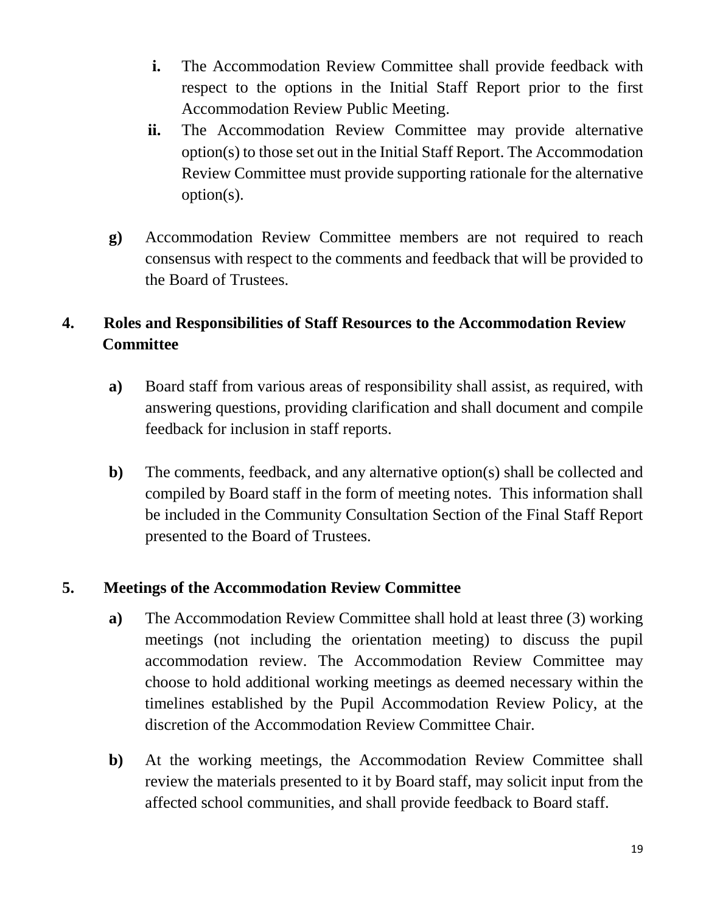**i.** The Accommodation Review Committee shall provide feedback with respect to the options in the Initial Staff Report prior to the first Accommodation Review Public Meeting.

**ii.** The Accommodation Review Committee may provide alternative option(s) to those set out in the Initial Staff Report. The Accommodation Review Committee must provide supporting rationale for the alternative option(s).

**g)** Accommodation Review Committee members are not required to reach consensus with respect to the comments and feedback that will be provided to the Board of Trustees.

### 4. Roles and Responsibilities of Staff Resources to the Accommodation Review Committee

**a)** Board staff from various areas of responsibility shall assist, as required, with answering questions, providing clarification and shall document and compile feedback for inclusion in staff reports.

**b)** The comments, feedback, and any alternative option(s) shall be collected and compiled by Board staff in the form of meeting notes. This information shall be included in the Community Consultation Section of the Final Staff Report presented to the Board of Trustees.

### 5. Meetings of the Accommodation Review Committee

**a)** The Accommodation Review Committee shall hold at least three (3) working meetings (not including the orientation meeting) to discuss the pupil accommodation review. The Accommodation Review Committee may choose to hold additional working meetings as deemed necessary within the timelines established by the Pupil Accommodation Review Policy, at the discretion of the Accommodation Review Committee Chair.

**b)** At the working meetings, the Accommodation Review Committee shall review the materials presented to it by Board staff, may solicit input from the affected school communities, and shall provide feedback to Board staff.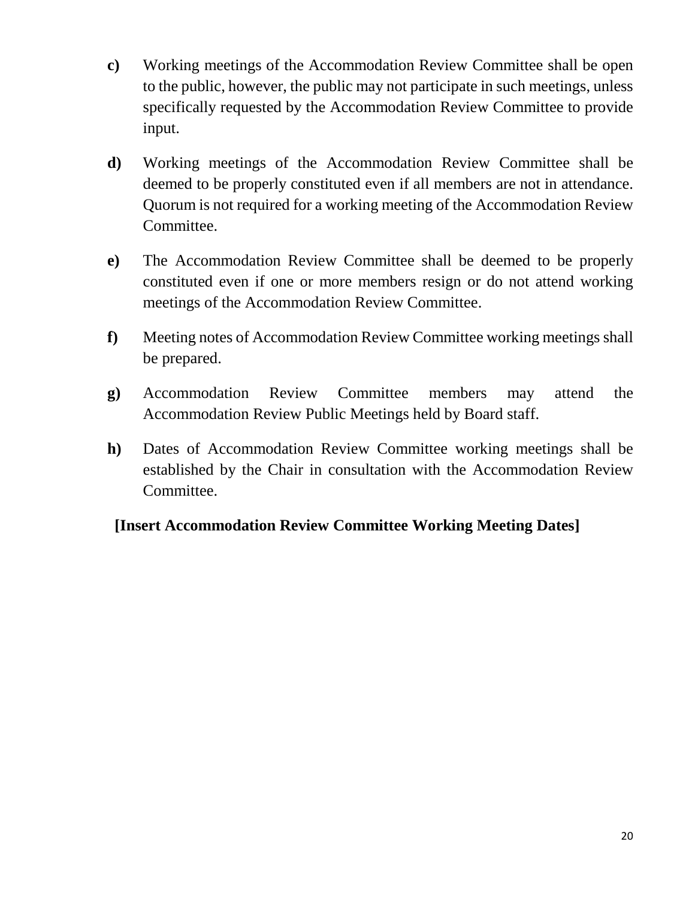**c)** Working meetings of the Accommodation Review Committee shall be open to the public, however, the public may not participate in such meetings, unless specifically requested by the Accommodation Review Committee to provide input.

**d)** Working meetings of the Accommodation Review Committee shall be deemed to be properly constituted even if all members are not in attendance. Quorum is not required for a working meeting of the Accommodation Review Committee.

**e)** The Accommodation Review Committee shall be deemed to be properly constituted even if one or more members resign or do not attend working meetings of the Accommodation Review Committee.

**f)** Meeting notes of Accommodation Review Committee working meetings shall be prepared.

**g)** Accommodation Review Committee members may attend the Accommodation Review Public Meetings held by Board staff.

**h)** Dates of Accommodation Review Committee working meetings shall be established by the Chair in consultation with the Accommodation Review Committee.

**[Insert Accommodation Review Committee Working Meeting Dates]**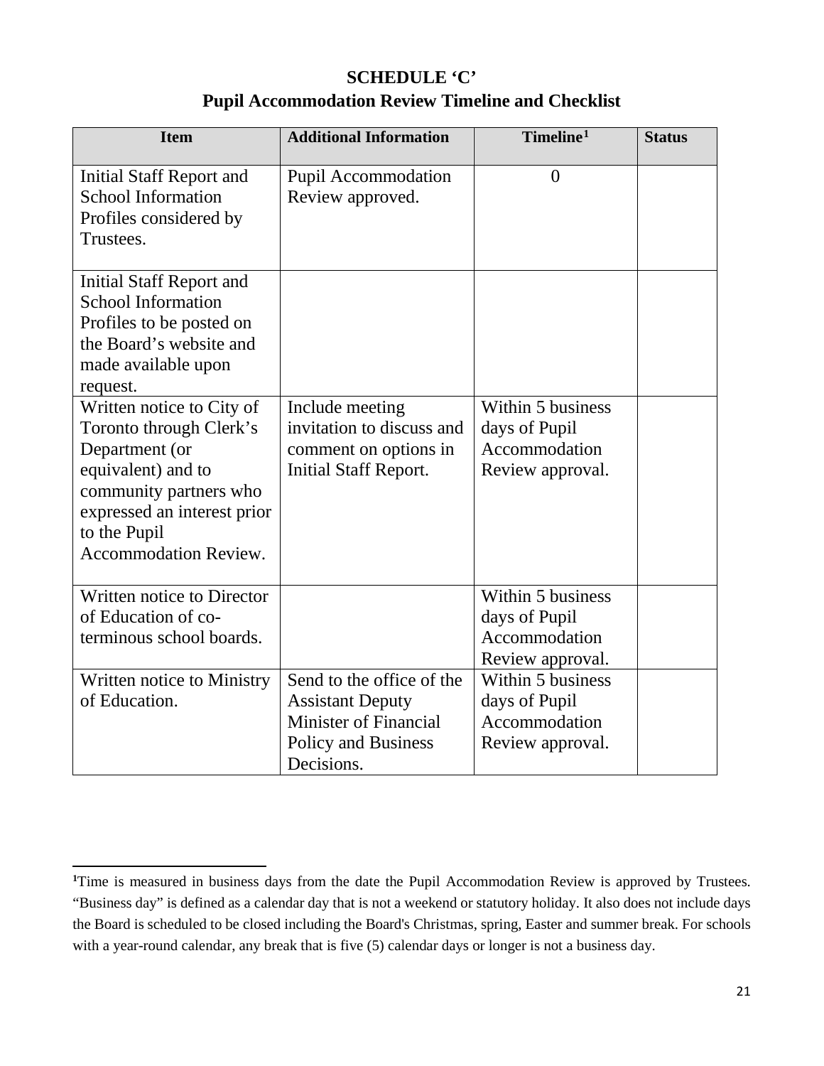# SCHEDULE 'C'

## Pupil Accommodation Review Timeline and Checklist

| Item | Additional Information | Timeline[1] | Status |
|---|---|---|---|
| Initial Staff Report and School Information Profiles considered by Trustees. | Pupil Accommodation Review approved. | 0 | |
| Initial Staff Report and School Information Profiles to be posted on the Board's website and made available upon request. | | | |
| Written notice to City of Toronto through Clerk's Department (or equivalent) and to community partners who expressed an interest prior to the Pupil Accommodation Review. | Include meeting invitation to discuss and comment on options in Initial Staff Report. | Within 5 business days of Pupil Accommodation Review approval. | |
| Written notice to Director of Education of co-terminous school boards. | | Within 5 business days of Pupil Accommodation Review approval. | |
| Written notice to Ministry of Education. | Send to the office of the Assistant Deputy Minister of Financial Policy and Business Decisions. | Within 5 business days of Pupil Accommodation Review approval. | |

[1]Time is measured in business days from the date the Pupil Accommodation Review is approved by Trustees. "Business day" is defined as a calendar day that is not a weekend or statutory holiday. It also does not include days the Board is scheduled to be closed including the Board's Christmas, spring, Easter and summer break. For schools with a year-round calendar, any break that is five (5) calendar days or longer is not a business day.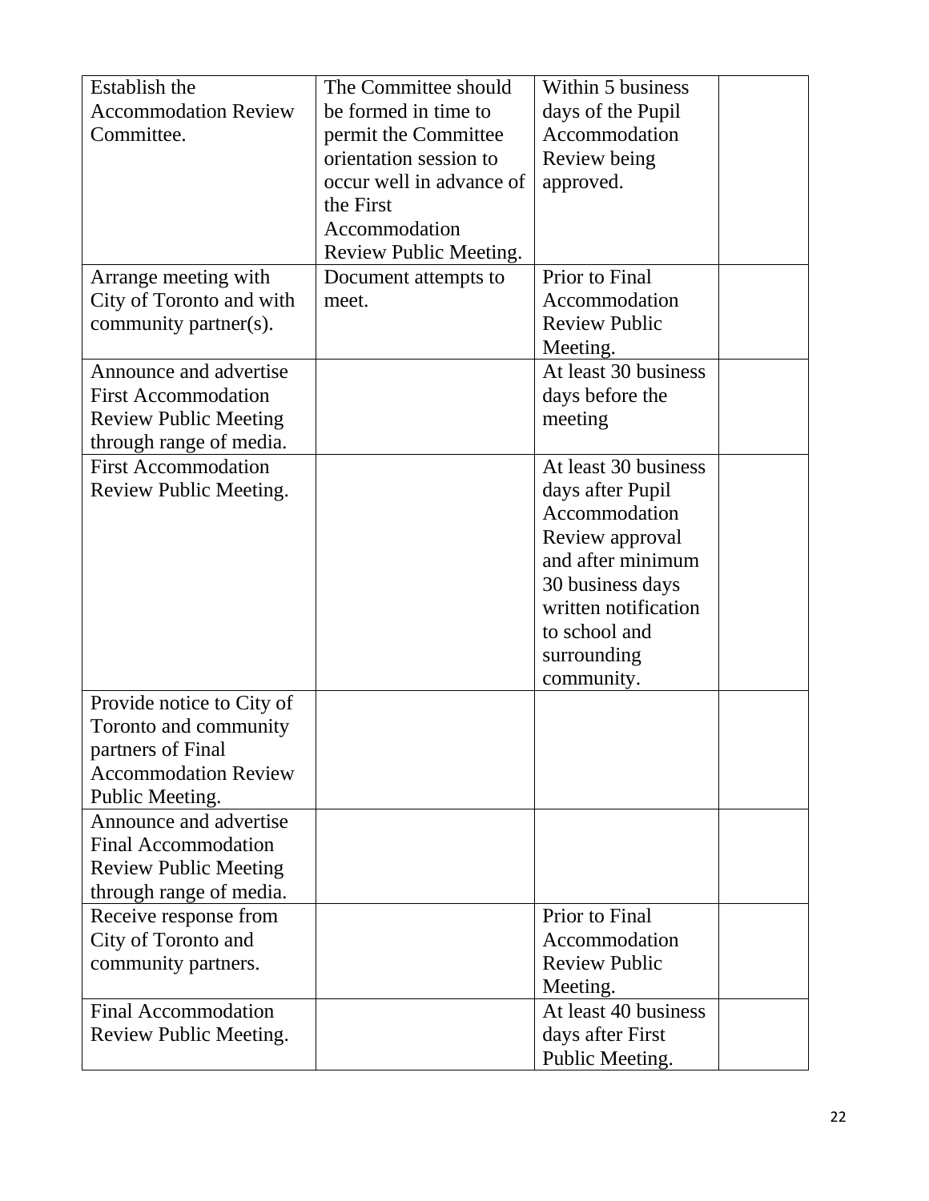| | | | |
|---|---|---|---|
| Establish the Accommodation Review Committee. | The Committee should be formed in time to permit the Committee orientation session to occur well in advance of the First Accommodation Review Public Meeting. | Within 5 business days of the Pupil Accommodation Review being approved. | |
| Arrange meeting with City of Toronto and with community partner(s). | Document attempts to meet. | Prior to Final Accommodation Review Public Meeting. | |
| Announce and advertise First Accommodation Review Public Meeting through range of media. | | At least 30 business days before the meeting | |
| First Accommodation Review Public Meeting. | | At least 30 business days after Pupil Accommodation Review approval and after minimum 30 business days written notification to school and surrounding community. | |
| Provide notice to City of Toronto and community partners of Final Accommodation Review Public Meeting. | | | |
| Announce and advertise Final Accommodation Review Public Meeting through range of media. | | | |
| Receive response from City of Toronto and community partners. | | Prior to Final Accommodation Review Public Meeting. | |
| Final Accommodation Review Public Meeting. | | At least 40 business days after First Public Meeting. | |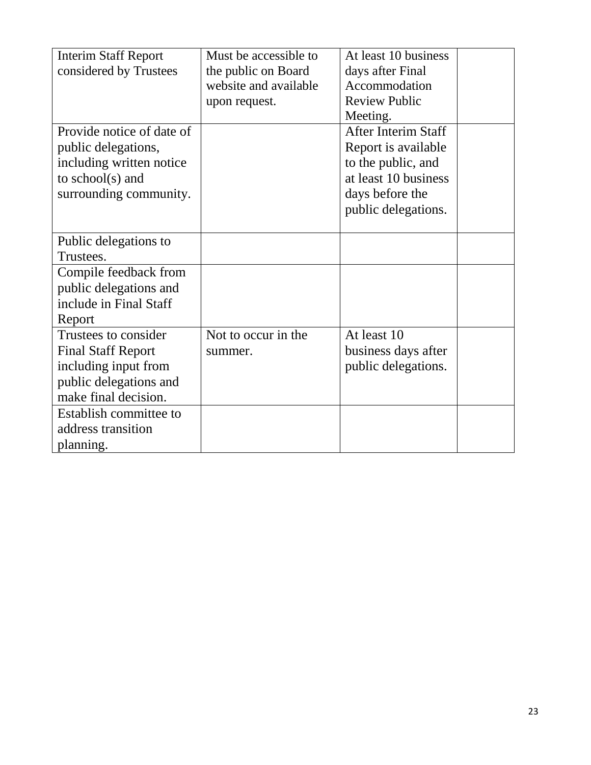| | | | |
|---|---|---|---|
| Interim Staff Report considered by Trustees | Must be accessible to the public on Board website and available upon request. | At least 10 business days after Final Accommodation Review Public Meeting. | |
| Provide notice of date of public delegations, including written notice to school(s) and surrounding community. | | After Interim Staff Report is available to the public, and at least 10 business days before the public delegations. | |
| Public delegations to Trustees. | | | |
| Compile feedback from public delegations and include in Final Staff Report | | | |
| Trustees to consider Final Staff Report including input from public delegations and make final decision. | Not to occur in the summer. | At least 10 business days after public delegations. | |
| Establish committee to address transition planning. | | | |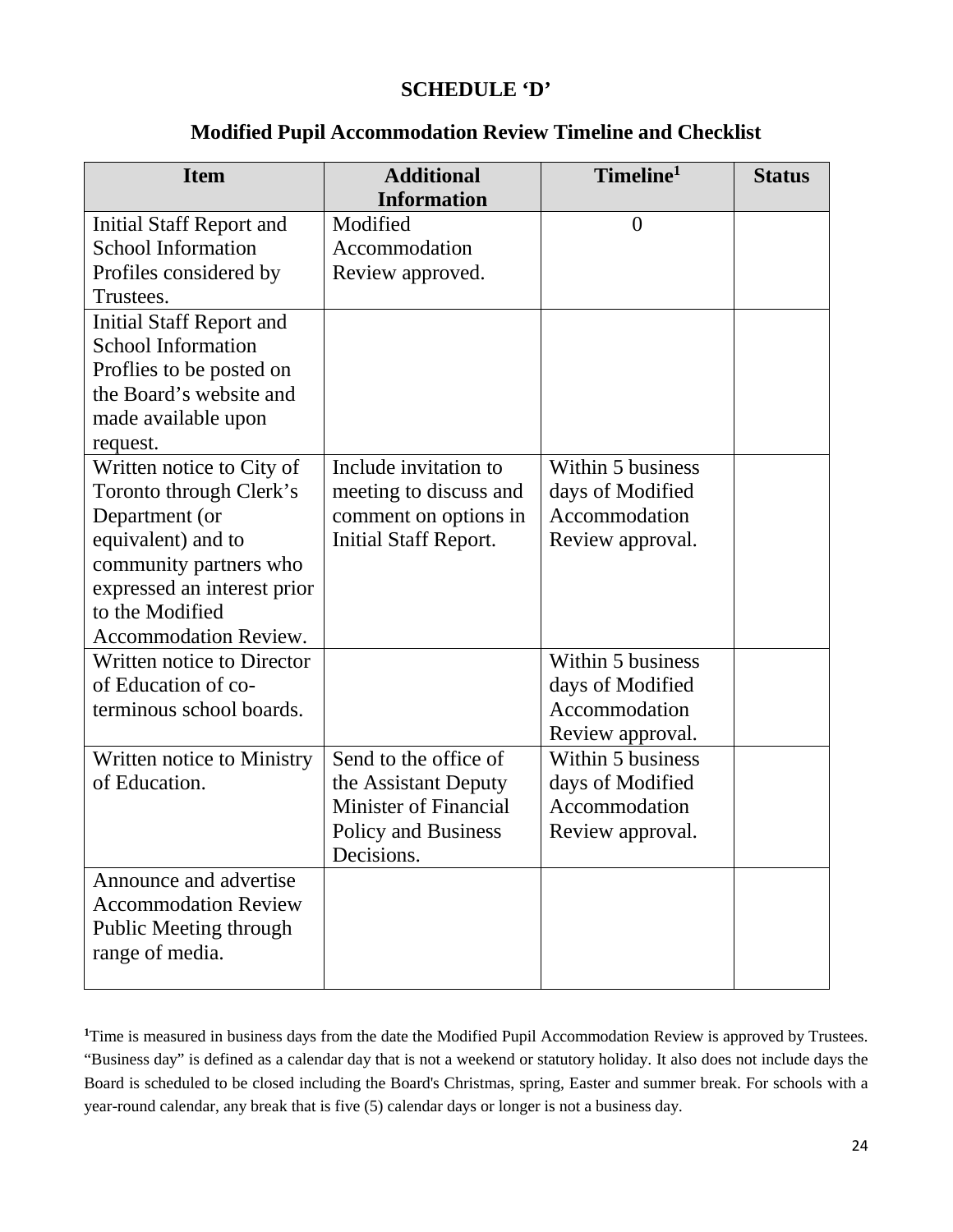# SCHEDULE 'D'

## Modified Pupil Accommodation Review Timeline and Checklist

| Item | Additional Information | Timeline[1] | Status |
|---|---|---|---|
| Initial Staff Report and School Information Profiles considered by Trustees. | Modified Accommodation Review approved. | 0 | |
| Initial Staff Report and School Information Proflies to be posted on the Board's website and made available upon request. | | | |
| Written notice to City of Toronto through Clerk's Department (or equivalent) and to community partners who expressed an interest prior to the Modified Accommodation Review. | Include invitation to meeting to discuss and comment on options in Initial Staff Report. | Within 5 business days of Modified Accommodation Review approval. | |
| Written notice to Director of Education of co-terminous school boards. | | Within 5 business days of Modified Accommodation Review approval. | |
| Written notice to Ministry of Education. | Send to the office of the Assistant Deputy Minister of Financial Policy and Business Decisions. | Within 5 business days of Modified Accommodation Review approval. | |
| Announce and advertise Accommodation Review Public Meeting through range of media. | | | |

[1]Time is measured in business days from the date the Modified Pupil Accommodation Review is approved by Trustees. "Business day" is defined as a calendar day that is not a weekend or statutory holiday. It also does not include days the Board is scheduled to be closed including the Board's Christmas, spring, Easter and summer break. For schools with a year-round calendar, any break that is five (5) calendar days or longer is not a business day.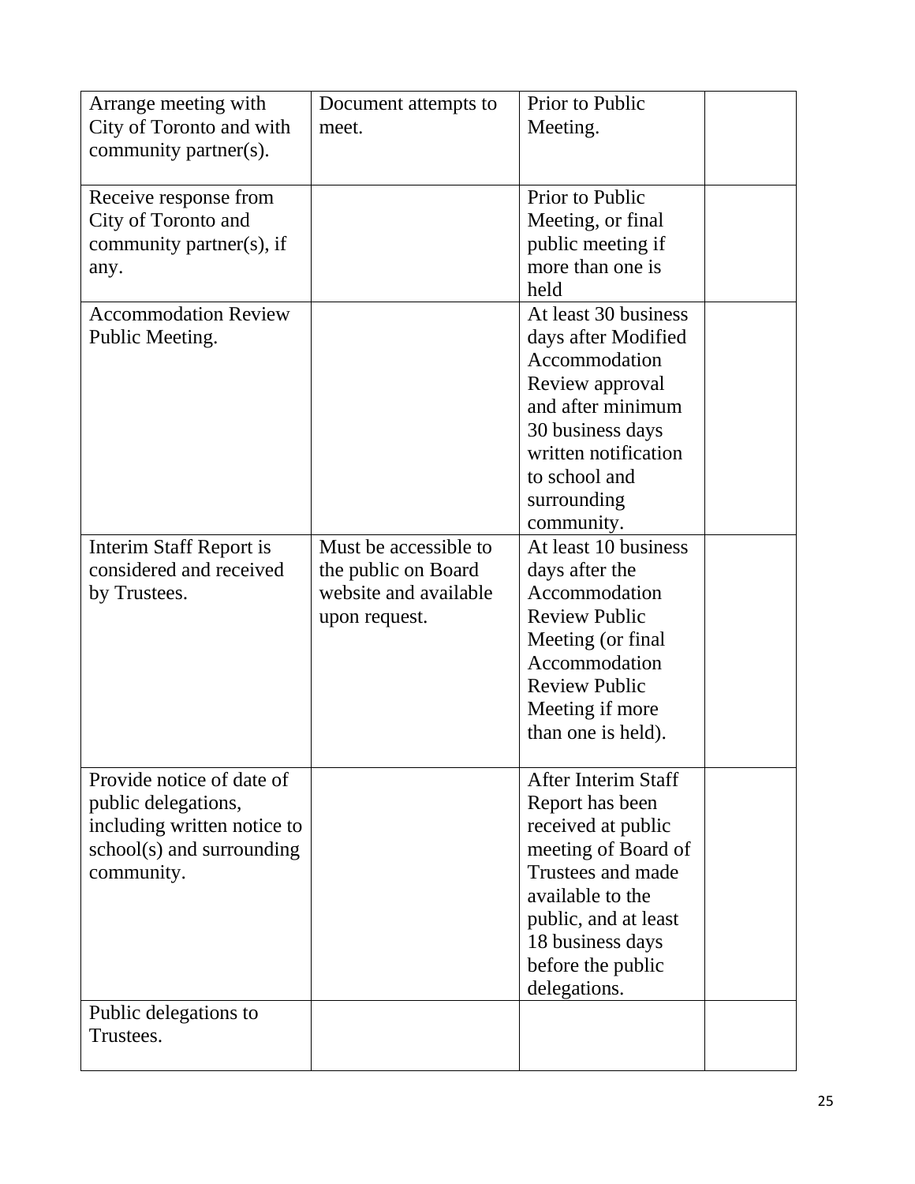| | | | |
|---|---|---|---|
| Arrange meeting with City of Toronto and with community partner(s). | Document attempts to meet. | Prior to Public Meeting. | |
| Receive response from City of Toronto and community partner(s), if any. | | Prior to Public Meeting, or final public meeting if more than one is held | |
| Accommodation Review Public Meeting. | | At least 30 business days after Modified Accommodation Review approval and after minimum 30 business days written notification to school and surrounding community. | |
| Interim Staff Report is considered and received by Trustees. | Must be accessible to the public on Board website and available upon request. | At least 10 business days after the Accommodation Review Public Meeting (or final Accommodation Review Public Meeting if more than one is held). | |
| Provide notice of date of public delegations, including written notice to school(s) and surrounding community. | | After Interim Staff Report has been received at public meeting of Board of Trustees and made available to the public, and at least 18 business days before the public delegations. | |
| Public delegations to Trustees. | | | |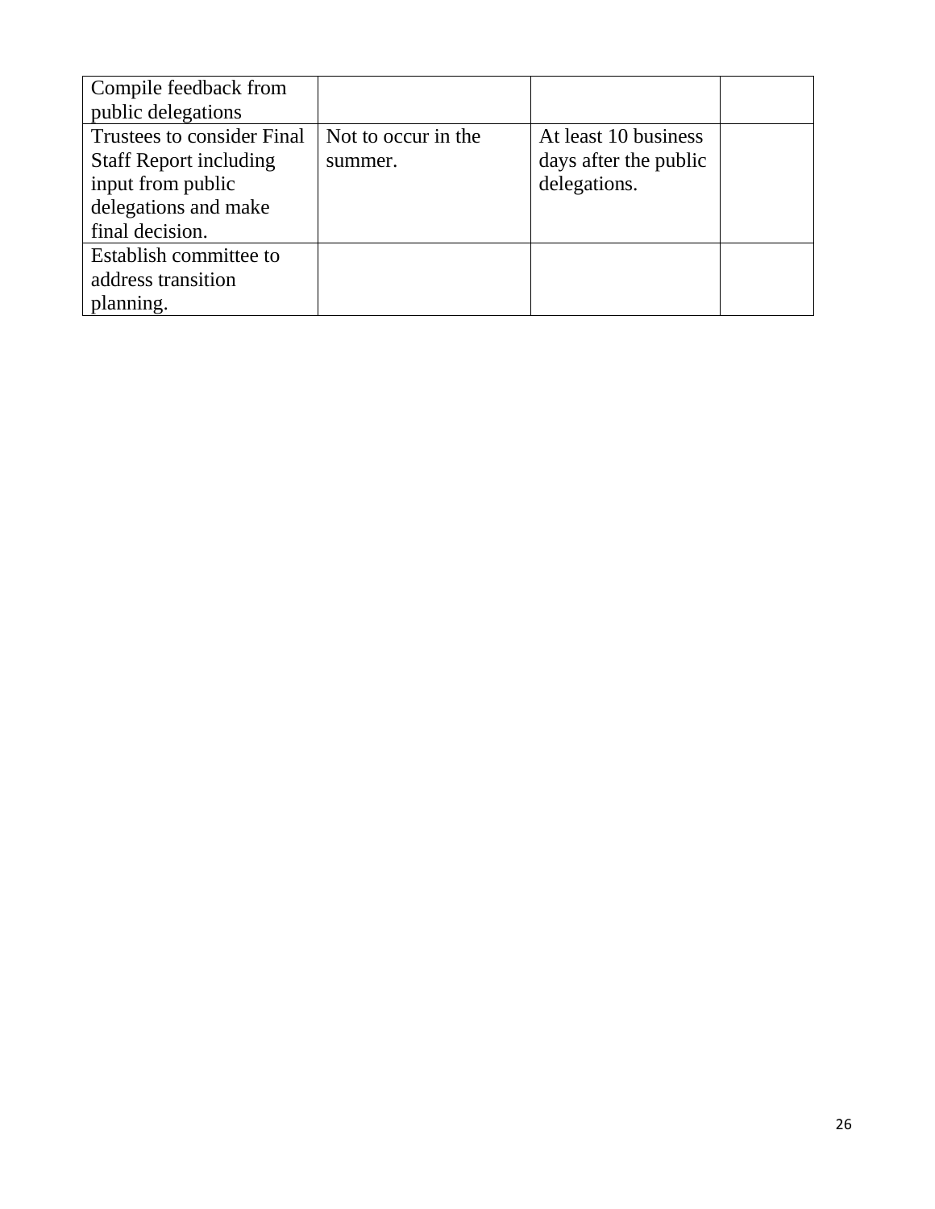| | | | |
|---|---|---|---|
| Compile feedback from public delegations | | | |
| Trustees to consider Final Staff Report including input from public delegations and make final decision. | Not to occur in the summer. | At least 10 business days after the public delegations. | |
| Establish committee to address transition planning. | | | |